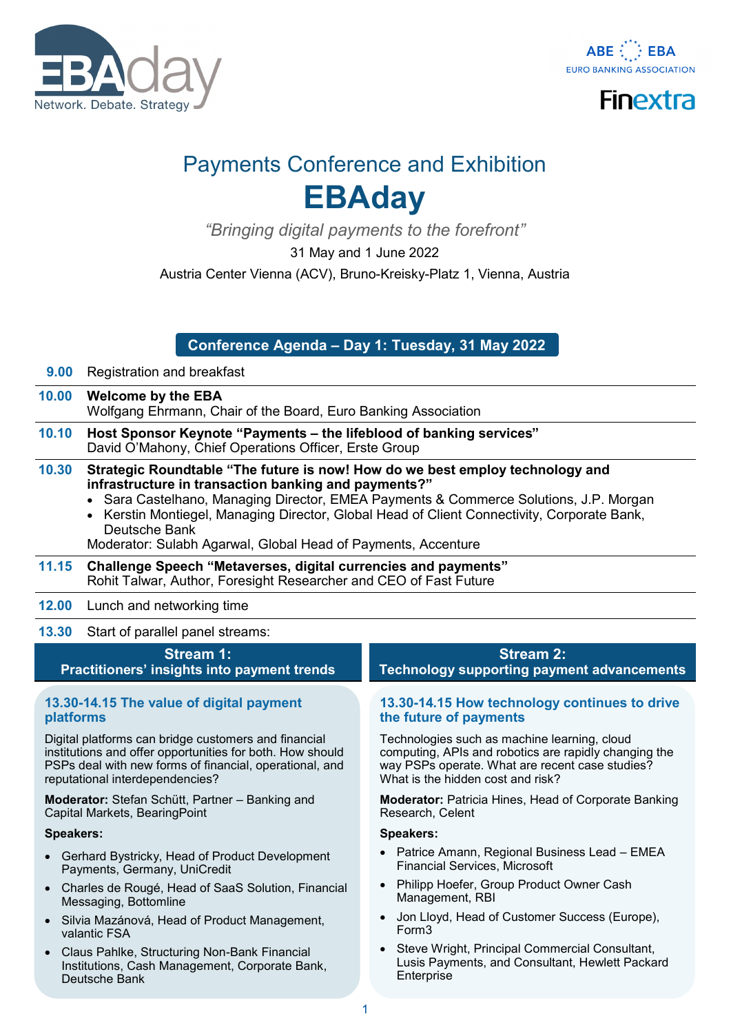EBAday
Network. Debate. Strategy

ABE EBA
EURO BANKING ASSOCIATION

Finextra

# Payments Conference and Exhibition

# EBAday

*"Bringing digital payments to the forefront"*

31 May and 1 June 2022

Austria Center Vienna (ACV), Bruno-Kreisky-Platz 1, Vienna, Austria

## Conference Agenda – Day 1: Tuesday, 31 May 2022

**9.00** Registration and breakfast

**10.00** **Welcome by the EBA**
Wolfgang Ehrmann, Chair of the Board, Euro Banking Association

**10.10** **Host Sponsor Keynote "Payments – the lifeblood of banking services"**
David O'Mahony, Chief Operations Officer, Erste Group

**10.30** **Strategic Roundtable "The future is now! How do we best employ technology and infrastructure in transaction banking and payments?"**

- Sara Castelhano, Managing Director, EMEA Payments & Commerce Solutions, J.P. Morgan
- Kerstin Montiegel, Managing Director, Global Head of Client Connectivity, Corporate Bank, Deutsche Bank

Moderator: Sulabh Agarwal, Global Head of Payments, Accenture

**11.15** **Challenge Speech "Metaverses, digital currencies and payments"**
Rohit Talwar, Author, Foresight Researcher and CEO of Fast Future

**12.00** Lunch and networking time

**13.30** Start of parallel panel streams:

### Stream 1: Practitioners' insights into payment trends

#### 13.30-14.15 The value of digital payment platforms

Digital platforms can bridge customers and financial institutions and offer opportunities for both. How should PSPs deal with new forms of financial, operational, and reputational interdependencies?

**Moderator:** Stefan Schütt, Partner – Banking and Capital Markets, BearingPoint

**Speakers:**

- Gerhard Bystricky, Head of Product Development Payments, Germany, UniCredit
- Charles de Rougé, Head of SaaS Solution, Financial Messaging, Bottomline
- Silvia Mazánová, Head of Product Management, valantic FSA
- Claus Pahlke, Structuring Non-Bank Financial Institutions, Cash Management, Corporate Bank, Deutsche Bank

### Stream 2: Technology supporting payment advancements

#### 13.30-14.15 How technology continues to drive the future of payments

Technologies such as machine learning, cloud computing, APIs and robotics are rapidly changing the way PSPs operate. What are recent case studies? What is the hidden cost and risk?

**Moderator:** Patricia Hines, Head of Corporate Banking Research, Celent

**Speakers:**

- Patrice Amann, Regional Business Lead – EMEA Financial Services, Microsoft
- Philipp Hoefer, Group Product Owner Cash Management, RBI
- Jon Lloyd, Head of Customer Success (Europe), Form3
- Steve Wright, Principal Commercial Consultant, Lusis Payments, and Consultant, Hewlett Packard Enterprise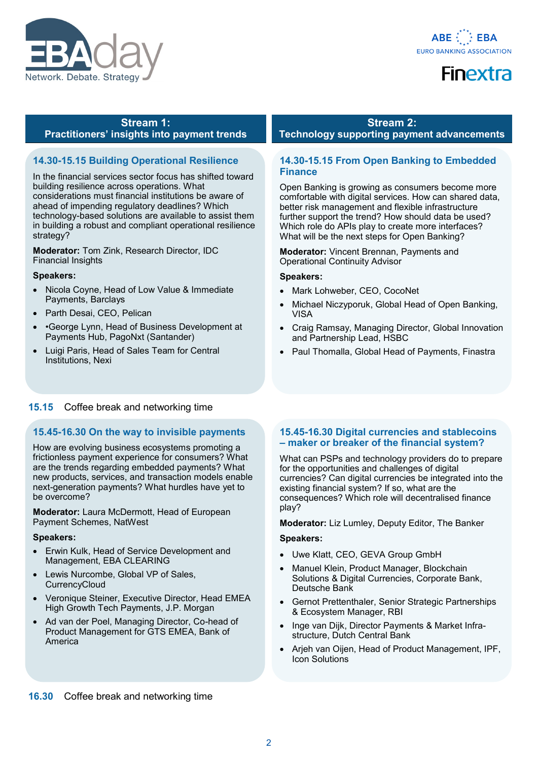## Stream 1: Practitioners' insights into payment trends

### 14.30-15.15 Building Operational Resilience

In the financial services sector focus has shifted toward building resilience across operations. What considerations must financial institutions be aware of ahead of impending regulatory deadlines? Which technology-based solutions are available to assist them in building a robust and compliant operational resilience strategy?

**Moderator:** Tom Zink, Research Director, IDC Financial Insights

**Speakers:**

- Nicola Coyne, Head of Low Value & Immediate Payments, Barclays
- Parth Desai, CEO, Pelican
- •George Lynn, Head of Business Development at Payments Hub, PagoNxt (Santander)
- Luigi Paris, Head of Sales Team for Central Institutions, Nexi

## Stream 2: Technology supporting payment advancements

### 14.30-15.15 From Open Banking to Embedded Finance

Open Banking is growing as consumers become more comfortable with digital services. How can shared data, better risk management and flexible infrastructure further support the trend? How should data be used? Which role do APIs play to create more interfaces? What will be the next steps for Open Banking?

**Moderator:** Vincent Brennan, Payments and Operational Continuity Advisor

**Speakers:**

- Mark Lohweber, CEO, CocoNet
- Michael Niczyporuk, Global Head of Open Banking, VISA
- Craig Ramsay, Managing Director, Global Innovation and Partnership Lead, HSBC
- Paul Thomalla, Global Head of Payments, Finastra

**15.15** Coffee break and networking time

### 15.45-16.30 On the way to invisible payments

How are evolving business ecosystems promoting a frictionless payment experience for consumers? What are the trends regarding embedded payments? What new products, services, and transaction models enable next-generation payments? What hurdles have yet to be overcome?

**Moderator:** Laura McDermott, Head of European Payment Schemes, NatWest

**Speakers:**

- Erwin Kulk, Head of Service Development and Management, EBA CLEARING
- Lewis Nurcombe, Global VP of Sales, CurrencyCloud
- Veronique Steiner, Executive Director, Head EMEA High Growth Tech Payments, J.P. Morgan
- Ad van der Poel, Managing Director, Co-head of Product Management for GTS EMEA, Bank of America

### 15.45-16.30 Digital currencies and stablecoins – maker or breaker of the financial system?

What can PSPs and technology providers do to prepare for the opportunities and challenges of digital currencies? Can digital currencies be integrated into the existing financial system? If so, what are the consequences? Which role will decentralised finance play?

**Moderator:** Liz Lumley, Deputy Editor, The Banker

**Speakers:**

- Uwe Klatt, CEO, GEVA Group GmbH
- Manuel Klein, Product Manager, Blockchain Solutions & Digital Currencies, Corporate Bank, Deutsche Bank
- Gernot Prettenthaler, Senior Strategic Partnerships & Ecosystem Manager, RBI
- Inge van Dijk, Director Payments & Market Infra-structure, Dutch Central Bank
- Arjeh van Oijen, Head of Product Management, IPF, Icon Solutions

**16.30** Coffee break and networking time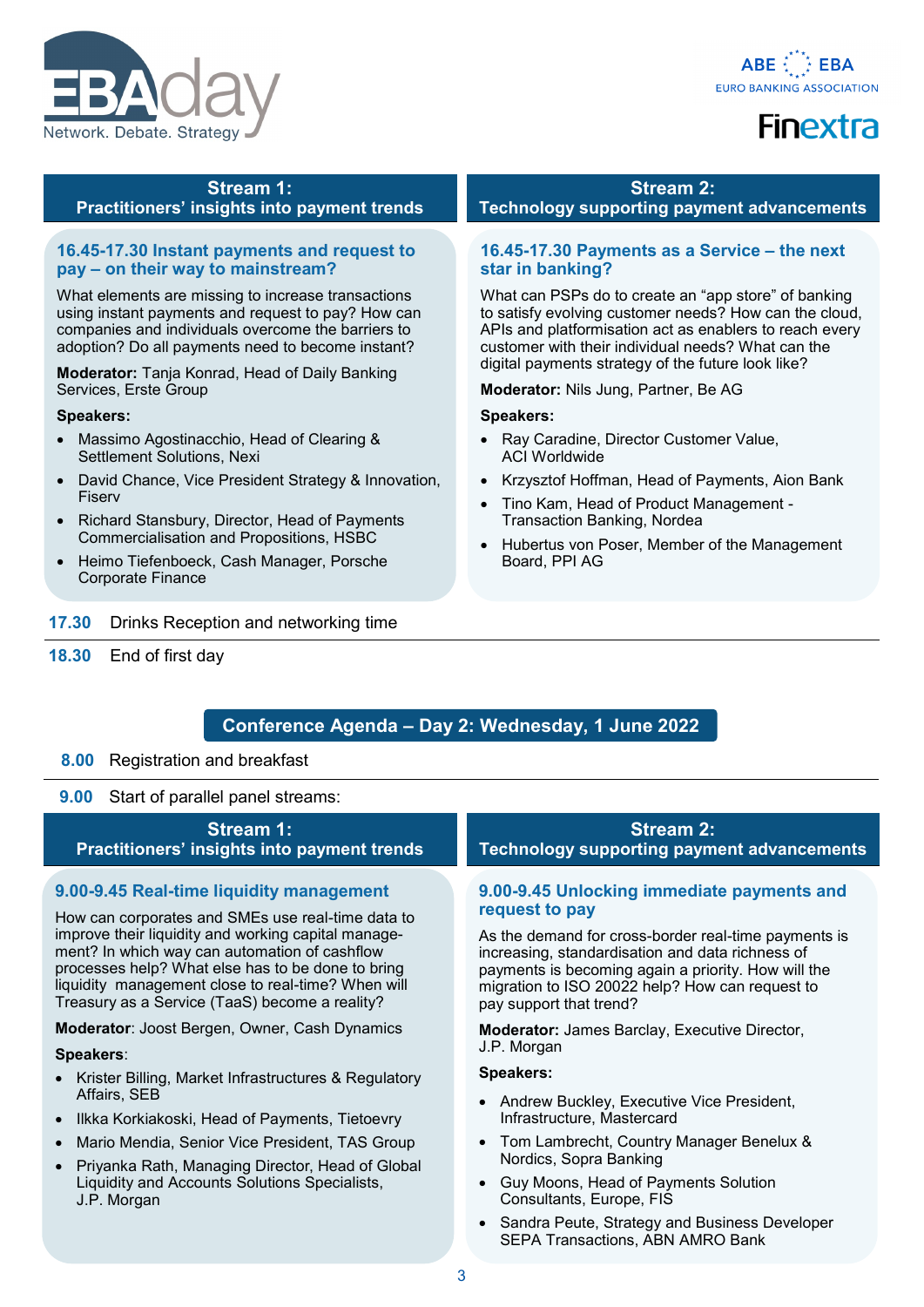## Stream 1: Practitioners' insights into payment trends

### 16.45-17.30 Instant payments and request to pay – on their way to mainstream?

What elements are missing to increase transactions using instant payments and request to pay? How can companies and individuals overcome the barriers to adoption? Do all payments need to become instant?

**Moderator:** Tanja Konrad, Head of Daily Banking Services, Erste Group

**Speakers:**

- Massimo Agostinacchio, Head of Clearing & Settlement Solutions, Nexi
- David Chance, Vice President Strategy & Innovation, Fiserv
- Richard Stansbury, Director, Head of Payments Commercialisation and Propositions, HSBC
- Heimo Tiefenboeck, Cash Manager, Porsche Corporate Finance

## Stream 2: Technology supporting payment advancements

### 16.45-17.30 Payments as a Service – the next star in banking?

What can PSPs do to create an "app store" of banking to satisfy evolving customer needs? How can the cloud, APIs and platformisation act as enablers to reach every customer with their individual needs? What can the digital payments strategy of the future look like?

**Moderator:** Nils Jung, Partner, Be AG

**Speakers:**

- Ray Caradine, Director Customer Value, ACI Worldwide
- Krzysztof Hoffman, Head of Payments, Aion Bank
- Tino Kam, Head of Product Management - Transaction Banking, Nordea
- Hubertus von Poser, Member of the Management Board, PPI AG

**17.30** Drinks Reception and networking time

**18.30** End of first day

# Conference Agenda – Day 2: Wednesday, 1 June 2022

**8.00** Registration and breakfast

**9.00** Start of parallel panel streams:

## Stream 1: Practitioners' insights into payment trends

### 9.00-9.45 Real-time liquidity management

How can corporates and SMEs use real-time data to improve their liquidity and working capital management? In which way can automation of cashflow processes help? What else has to be done to bring liquidity management close to real-time? When will Treasury as a Service (TaaS) become a reality?

**Moderator**: Joost Bergen, Owner, Cash Dynamics

**Speakers**:

- Krister Billing, Market Infrastructures & Regulatory Affairs, SEB
- Ilkka Korkiakoski, Head of Payments, Tietoevry
- Mario Mendia, Senior Vice President, TAS Group
- Priyanka Rath, Managing Director, Head of Global Liquidity and Accounts Solutions Specialists, J.P. Morgan

## Stream 2: Technology supporting payment advancements

### 9.00-9.45 Unlocking immediate payments and request to pay

As the demand for cross-border real-time payments is increasing, standardisation and data richness of payments is becoming again a priority. How will the migration to ISO 20022 help? How can request to pay support that trend?

**Moderator:** James Barclay, Executive Director, J.P. Morgan

**Speakers:**

- Andrew Buckley, Executive Vice President, Infrastructure, Mastercard
- Tom Lambrecht, Country Manager Benelux & Nordics, Sopra Banking
- Guy Moons, Head of Payments Solution Consultants, Europe, FIS
- Sandra Peute, Strategy and Business Developer SEPA Transactions, ABN AMRO Bank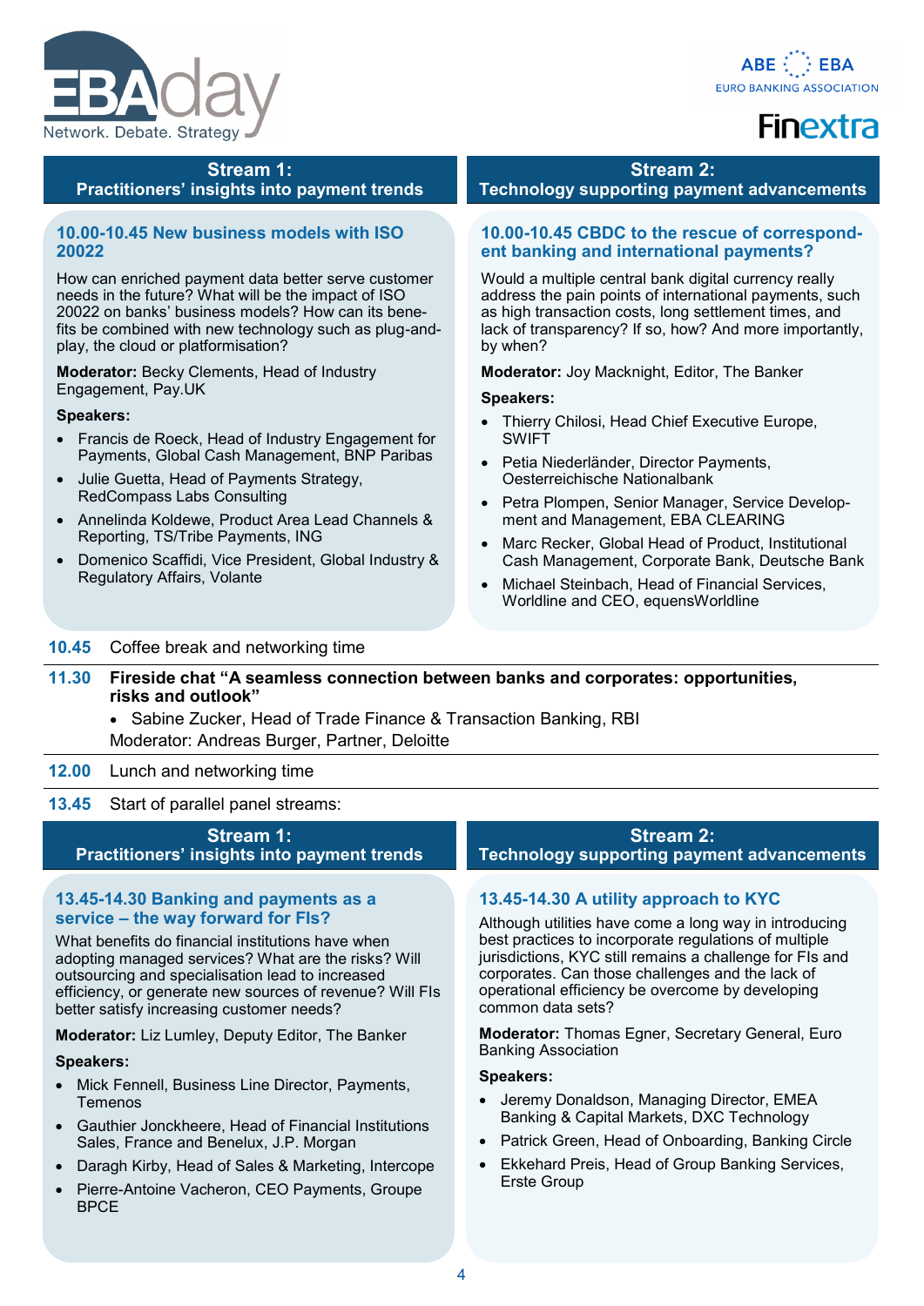## Stream 1: Practitioners' insights into payment trends

### 10.00-10.45 New business models with ISO 20022

How can enriched payment data better serve customer needs in the future? What will be the impact of ISO 20022 on banks' business models? How can its benefits be combined with new technology such as plug-and-play, the cloud or platformisation?

**Moderator:** Becky Clements, Head of Industry Engagement, Pay.UK

**Speakers:**

- Francis de Roeck, Head of Industry Engagement for Payments, Global Cash Management, BNP Paribas
- Julie Guetta, Head of Payments Strategy, RedCompass Labs Consulting
- Annelinda Koldewe, Product Area Lead Channels & Reporting, TS/Tribe Payments, ING
- Domenico Scaffidi, Vice President, Global Industry & Regulatory Affairs, Volante

## Stream 2: Technology supporting payment advancements

### 10.00-10.45 CBDC to the rescue of correspondent banking and international payments?

Would a multiple central bank digital currency really address the pain points of international payments, such as high transaction costs, long settlement times, and lack of transparency? If so, how? And more importantly, by when?

**Moderator:** Joy Macknight, Editor, The Banker

**Speakers:**

- Thierry Chilosi, Head Chief Executive Europe, SWIFT
- Petia Niederländer, Director Payments, Oesterreichische Nationalbank
- Petra Plompen, Senior Manager, Service Development and Management, EBA CLEARING
- Marc Recker, Global Head of Product, Institutional Cash Management, Corporate Bank, Deutsche Bank
- Michael Steinbach, Head of Financial Services, Worldline and CEO, equensWorldline

**10.45** Coffee break and networking time

**11.30** **Fireside chat "A seamless connection between banks and corporates: opportunities, risks and outlook"**

- Sabine Zucker, Head of Trade Finance & Transaction Banking, RBI

Moderator: Andreas Burger, Partner, Deloitte

**12.00** Lunch and networking time

**13.45** Start of parallel panel streams:

## Stream 1: Practitioners' insights into payment trends

### 13.45-14.30 Banking and payments as a service – the way forward for FIs?

What benefits do financial institutions have when adopting managed services? What are the risks? Will outsourcing and specialisation lead to increased efficiency, or generate new sources of revenue? Will FIs better satisfy increasing customer needs?

**Moderator:** Liz Lumley, Deputy Editor, The Banker

**Speakers:**

- Mick Fennell, Business Line Director, Payments, Temenos
- Gauthier Jonckheere, Head of Financial Institutions Sales, France and Benelux, J.P. Morgan
- Daragh Kirby, Head of Sales & Marketing, Intercope
- Pierre-Antoine Vacheron, CEO Payments, Groupe BPCE

## Stream 2: Technology supporting payment advancements

### 13.45-14.30 A utility approach to KYC

Although utilities have come a long way in introducing best practices to incorporate regulations of multiple jurisdictions, KYC still remains a challenge for FIs and corporates. Can those challenges and the lack of operational efficiency be overcome by developing common data sets?

**Moderator:** Thomas Egner, Secretary General, Euro Banking Association

**Speakers:**

- Jeremy Donaldson, Managing Director, EMEA Banking & Capital Markets, DXC Technology
- Patrick Green, Head of Onboarding, Banking Circle
- Ekkehard Preis, Head of Group Banking Services, Erste Group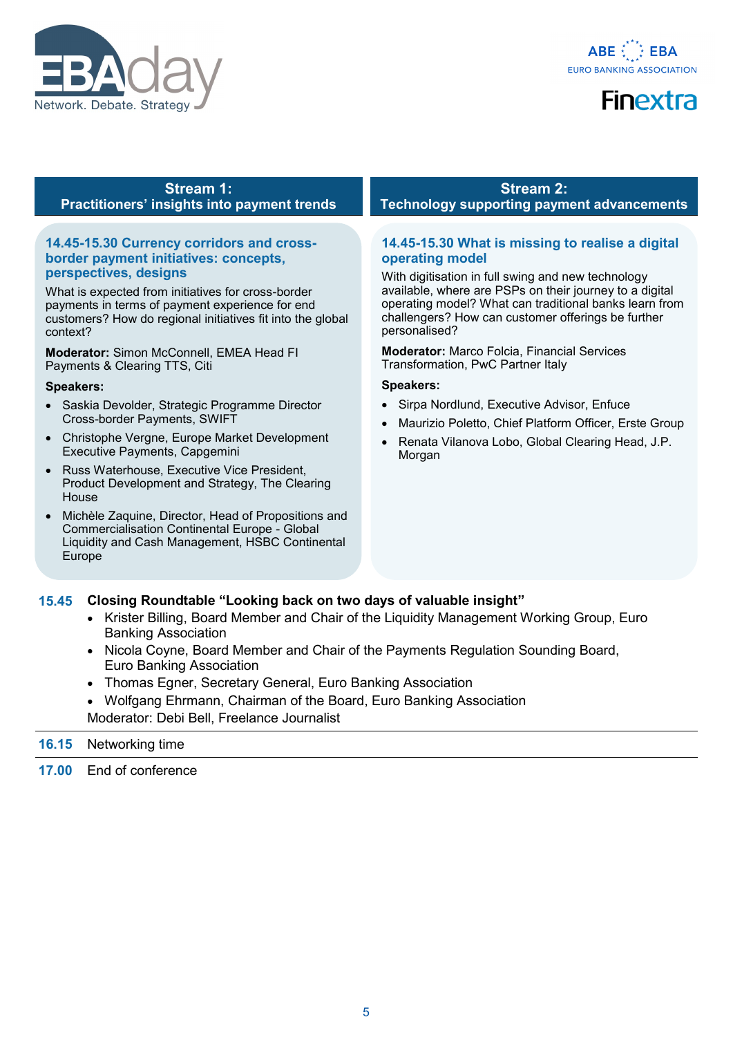## Stream 1: Practitioners' insights into payment trends

### 14.45-15.30 Currency corridors and cross-border payment initiatives: concepts, perspectives, designs

What is expected from initiatives for cross-border payments in terms of payment experience for end customers? How do regional initiatives fit into the global context?

**Moderator:** Simon McConnell, EMEA Head FI Payments & Clearing TTS, Citi

**Speakers:**

- Saskia Devolder, Strategic Programme Director Cross-border Payments, SWIFT
- Christophe Vergne, Europe Market Development Executive Payments, Capgemini
- Russ Waterhouse, Executive Vice President, Product Development and Strategy, The Clearing House
- Michèle Zaquine, Director, Head of Propositions and Commercialisation Continental Europe - Global Liquidity and Cash Management, HSBC Continental Europe

## Stream 2: Technology supporting payment advancements

### 14.45-15.30 What is missing to realise a digital operating model

With digitisation in full swing and new technology available, where are PSPs on their journey to a digital operating model? What can traditional banks learn from challengers? How can customer offerings be further personalised?

**Moderator:** Marco Folcia, Financial Services Transformation, PwC Partner Italy

**Speakers:**

- Sirpa Nordlund, Executive Advisor, Enfuce
- Maurizio Poletto, Chief Platform Officer, Erste Group
- Renata Vilanova Lobo, Global Clearing Head, J.P. Morgan

**15.45** **Closing Roundtable "Looking back on two days of valuable insight"**

- Krister Billing, Board Member and Chair of the Liquidity Management Working Group, Euro Banking Association
- Nicola Coyne, Board Member and Chair of the Payments Regulation Sounding Board, Euro Banking Association
- Thomas Egner, Secretary General, Euro Banking Association
- Wolfgang Ehrmann, Chairman of the Board, Euro Banking Association

Moderator: Debi Bell, Freelance Journalist

**16.15** Networking time

**17.00** End of conference